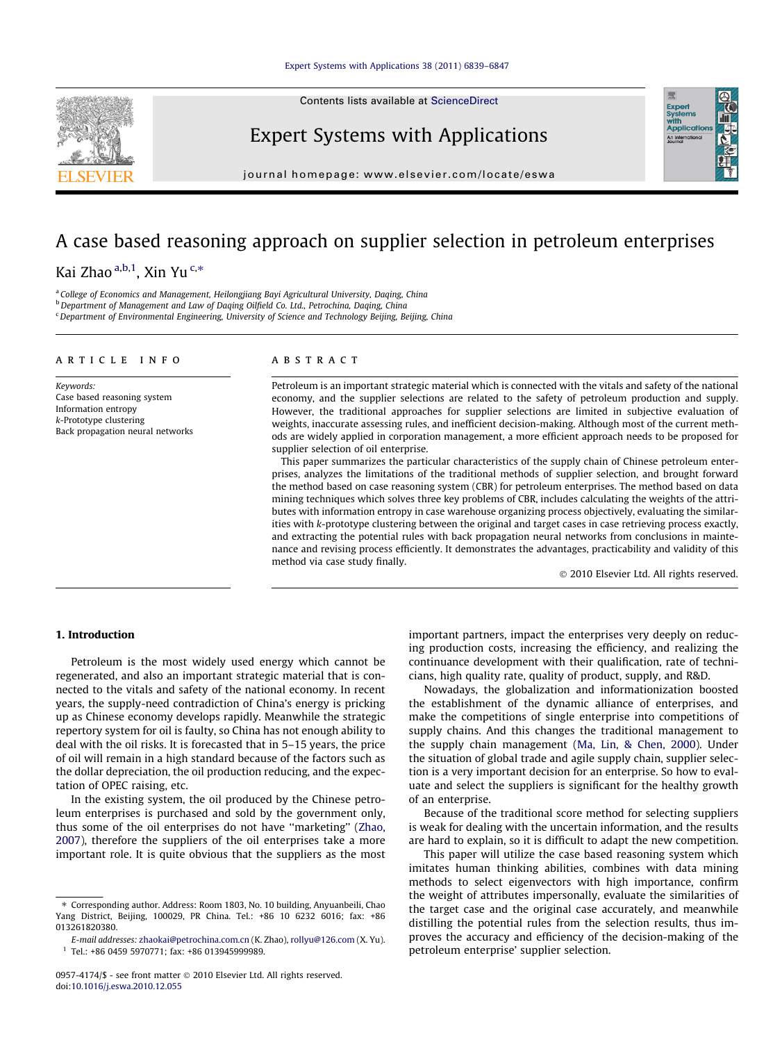# A case based reasoning approach on supplier selection in petroleum enterprises

Kai Zhao [a,b,1], Xin Yu [c,*]

[a] College of Economics and Management, Heilongjiang Bayi Agricultural University, Daqing, China
[b] Department of Management and Law of Daqing Oilfield Co. Ltd., Petrochina, Daqing, China
[c] Department of Environmental Engineering, University of Science and Technology Beijing, Beijing, China

## ARTICLE INFO

*Keywords:*
Case based reasoning system
Information entropy
*k*-Prototype clustering
Back propagation neural networks

## ABSTRACT

Petroleum is an important strategic material which is connected with the vitals and safety of the national economy, and the supplier selections are related to the safety of petroleum production and supply. However, the traditional approaches for supplier selections are limited in subjective evaluation of weights, inaccurate assessing rules, and inefficient decision-making. Although most of the current methods are widely applied in corporation management, a more efficient approach needs to be proposed for supplier selection of oil enterprise.

This paper summarizes the particular characteristics of the supply chain of Chinese petroleum enterprises, analyzes the limitations of the traditional methods of supplier selection, and brought forward the method based on case reasoning system (CBR) for petroleum enterprises. The method based on data mining techniques which solves three key problems of CBR, includes calculating the weights of the attributes with information entropy in case warehouse organizing process objectively, evaluating the similarities with *k*-prototype clustering between the original and target cases in case retrieving process exactly, and extracting the potential rules with back propagation neural networks from conclusions in maintenance and revising process efficiently. It demonstrates the advantages, practicability and validity of this method via case study finally.

© 2010 Elsevier Ltd. All rights reserved.

## 1. Introduction

Petroleum is the most widely used energy which cannot be regenerated, and also an important strategic material that is connected to the vitals and safety of the national economy. In recent years, the supply-need contradiction of China's energy is pricking up as Chinese economy develops rapidly. Meanwhile the strategic repertory system for oil is faulty, so China has not enough ability to deal with the oil risks. It is forecasted that in 5–15 years, the price of oil will remain in a high standard because of the factors such as the dollar depreciation, the oil production reducing, and the expectation of OPEC raising, etc.

In the existing system, the oil produced by the Chinese petroleum enterprises is purchased and sold by the government only, thus some of the oil enterprises do not have "marketing" (Zhao, 2007), therefore the suppliers of the oil enterprises take a more important role. It is quite obvious that the suppliers as the most important partners, impact the enterprises very deeply on reducing production costs, increasing the efficiency, and realizing the continuance development with their qualification, rate of technicians, high quality rate, quality of product, supply, and R&D.

Nowadays, the globalization and informationization boosted the establishment of the dynamic alliance of enterprises, and make the competitions of single enterprise into competitions of supply chains. And this changes the traditional management to the supply chain management (Ma, Lin, & Chen, 2000). Under the situation of global trade and agile supply chain, supplier selection is a very important decision for an enterprise. So how to evaluate and select the suppliers is significant for the healthy growth of an enterprise.

Because of the traditional score method for selecting suppliers is weak for dealing with the uncertain information, and the results are hard to explain, so it is difficult to adapt the new competition.

This paper will utilize the case based reasoning system which imitates human thinking abilities, combines with data mining methods to select eigenvectors with high importance, confirm the weight of attributes impersonally, evaluate the similarities of the target case and the original case accurately, and meanwhile distilling the potential rules from the selection results, thus improves the accuracy and efficiency of the decision-making of the petroleum enterprise' supplier selection.

---

\* Corresponding author. Address: Room 1803, No. 10 building, Anyuanbeili, Chao Yang District, Beijing, 100029, PR China. Tel.: +86 10 6232 6016; fax: +86 013261820380.

E-mail addresses: zhaokai@petrochina.com.cn (K. Zhao), rollyu@126.com (X. Yu).

[1] Tel.: +86 0459 5970771; fax: +86 013945999989.

0957-4174/$ - see front matter © 2010 Elsevier Ltd. All rights reserved.
doi:10.1016/j.eswa.2010.12.055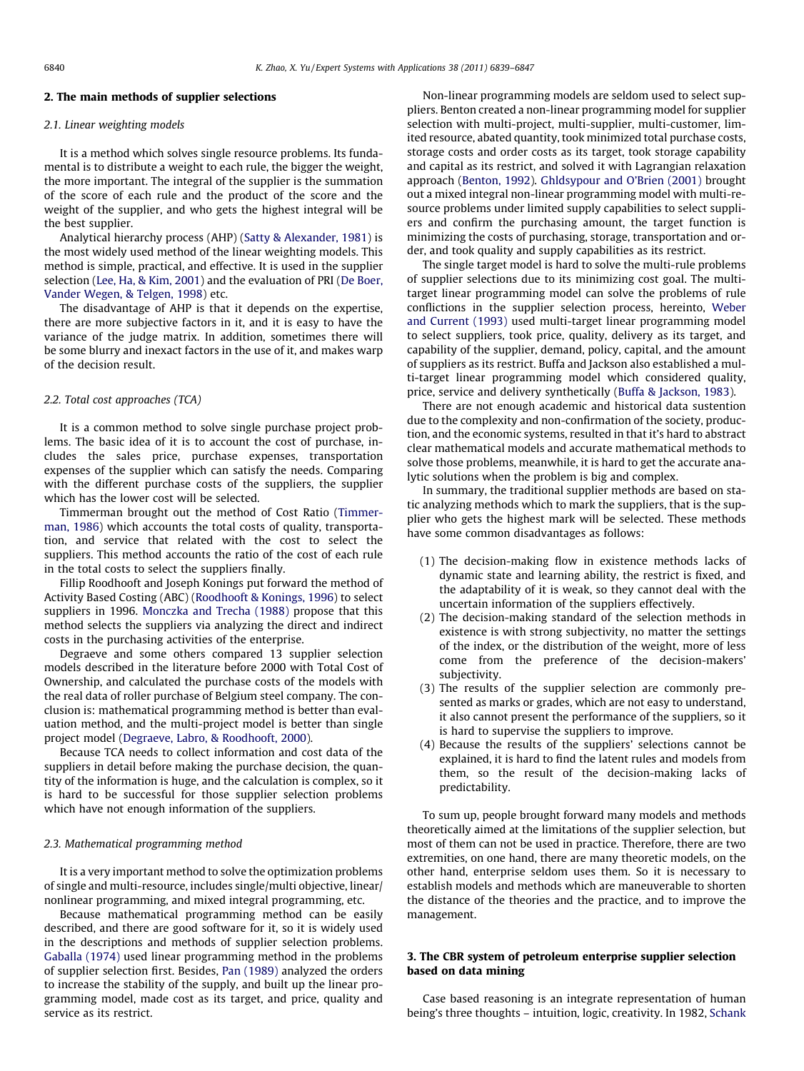## 2. The main methods of supplier selections

### 2.1. Linear weighting models

It is a method which solves single resource problems. Its fundamental is to distribute a weight to each rule, the bigger the weight, the more important. The integral of the supplier is the summation of the score of each rule and the product of the score and the weight of the supplier, and who gets the highest integral will be the best supplier.

Analytical hierarchy process (AHP) (Satty & Alexander, 1981) is the most widely used method of the linear weighting models. This method is simple, practical, and effective. It is used in the supplier selection (Lee, Ha, & Kim, 2001) and the evaluation of PRI (De Boer, Vander Wegen, & Telgen, 1998) etc.

The disadvantage of AHP is that it depends on the expertise, there are more subjective factors in it, and it is easy to have the variance of the judge matrix. In addition, sometimes there will be some blurry and inexact factors in the use of it, and makes warp of the decision result.

### 2.2. Total cost approaches (TCA)

It is a common method to solve single purchase project problems. The basic idea of it is to account the cost of purchase, includes the sales price, purchase expenses, transportation expenses of the supplier which can satisfy the needs. Comparing with the different purchase costs of the suppliers, the supplier which has the lower cost will be selected.

Timmerman brought out the method of Cost Ratio (Timmerman, 1986) which accounts the total costs of quality, transportation, and service that related with the cost to select the suppliers. This method accounts the ratio of the cost of each rule in the total costs to select the suppliers finally.

Fillip Roodhooft and Joseph Konings put forward the method of Activity Based Costing (ABC) (Roodhooft & Konings, 1996) to select suppliers in 1996. Monczka and Trecha (1988) propose that this method selects the suppliers via analyzing the direct and indirect costs in the purchasing activities of the enterprise.

Degraeve and some others compared 13 supplier selection models described in the literature before 2000 with Total Cost of Ownership, and calculated the purchase costs of the models with the real data of roller purchase of Belgium steel company. The conclusion is: mathematical programming method is better than evaluation method, and the multi-project model is better than single project model (Degraeve, Labro, & Roodhooft, 2000).

Because TCA needs to collect information and cost data of the suppliers in detail before making the purchase decision, the quantity of the information is huge, and the calculation is complex, so it is hard to be successful for those supplier selection problems which have not enough information of the suppliers.

### 2.3. Mathematical programming method

It is a very important method to solve the optimization problems of single and multi-resource, includes single/multi objective, linear/nonlinear programming, and mixed integral programming, etc.

Because mathematical programming method can be easily described, and there are good software for it, so it is widely used in the descriptions and methods of supplier selection problems. Gaballa (1974) used linear programming method in the problems of supplier selection first. Besides, Pan (1989) analyzed the orders to increase the stability of the supply, and built up the linear programming model, made cost as its target, and price, quality and service as its restrict.

Non-linear programming models are seldom used to select suppliers. Benton created a non-linear programming model for supplier selection with multi-project, multi-supplier, multi-customer, limited resource, abated quantity, took minimized total purchase costs, storage costs and order costs as its target, took storage capability and capital as its restrict, and solved it with Lagrangian relaxation approach (Benton, 1992). Ghldsypour and O'Brien (2001) brought out a mixed integral non-linear programming model with multi-resource problems under limited supply capabilities to select suppliers and confirm the purchasing amount, the target function is minimizing the costs of purchasing, storage, transportation and order, and took quality and supply capabilities as its restrict.

The single target model is hard to solve the multi-rule problems of supplier selections due to its minimizing cost goal. The multi-target linear programming model can solve the problems of rule conflictions in the supplier selection process, hereinto, Weber and Current (1993) used multi-target linear programming model to select suppliers, took price, quality, delivery as its target, and capability of the supplier, demand, policy, capital, and the amount of suppliers as its restrict. Buffa and Jackson also established a multi-target linear programming model which considered quality, price, service and delivery synthetically (Buffa & Jackson, 1983).

There are not enough academic and historical data sustention due to the complexity and non-confirmation of the society, production, and the economic systems, resulted in that it's hard to abstract clear mathematical models and accurate mathematical methods to solve those problems, meanwhile, it is hard to get the accurate analytic solutions when the problem is big and complex.

In summary, the traditional supplier methods are based on static analyzing methods which to mark the suppliers, that is the supplier who gets the highest mark will be selected. These methods have some common disadvantages as follows:

(1) The decision-making flow in existence methods lacks of dynamic state and learning ability, the restrict is fixed, and the adaptability of it is weak, so they cannot deal with the uncertain information of the suppliers effectively.
(2) The decision-making standard of the selection methods in existence is with strong subjectivity, no matter the settings of the index, or the distribution of the weight, more of less come from the preference of the decision-makers' subjectivity.
(3) The results of the supplier selection are commonly presented as marks or grades, which are not easy to understand, it also cannot present the performance of the suppliers, so it is hard to supervise the suppliers to improve.
(4) Because the results of the suppliers' selections cannot be explained, it is hard to find the latent rules and models from them, so the result of the decision-making lacks of predictability.

To sum up, people brought forward many models and methods theoretically aimed at the limitations of the supplier selection, but most of them can not be used in practice. Therefore, there are two extremities, on one hand, there are many theoretic models, on the other hand, enterprise seldom uses them. So it is necessary to establish models and methods which are maneuverable to shorten the distance of the theories and the practice, and to improve the management.

## 3. The CBR system of petroleum enterprise supplier selection based on data mining

Case based reasoning is an integrate representation of human being's three thoughts – intuition, logic, creativity. In 1982, Schank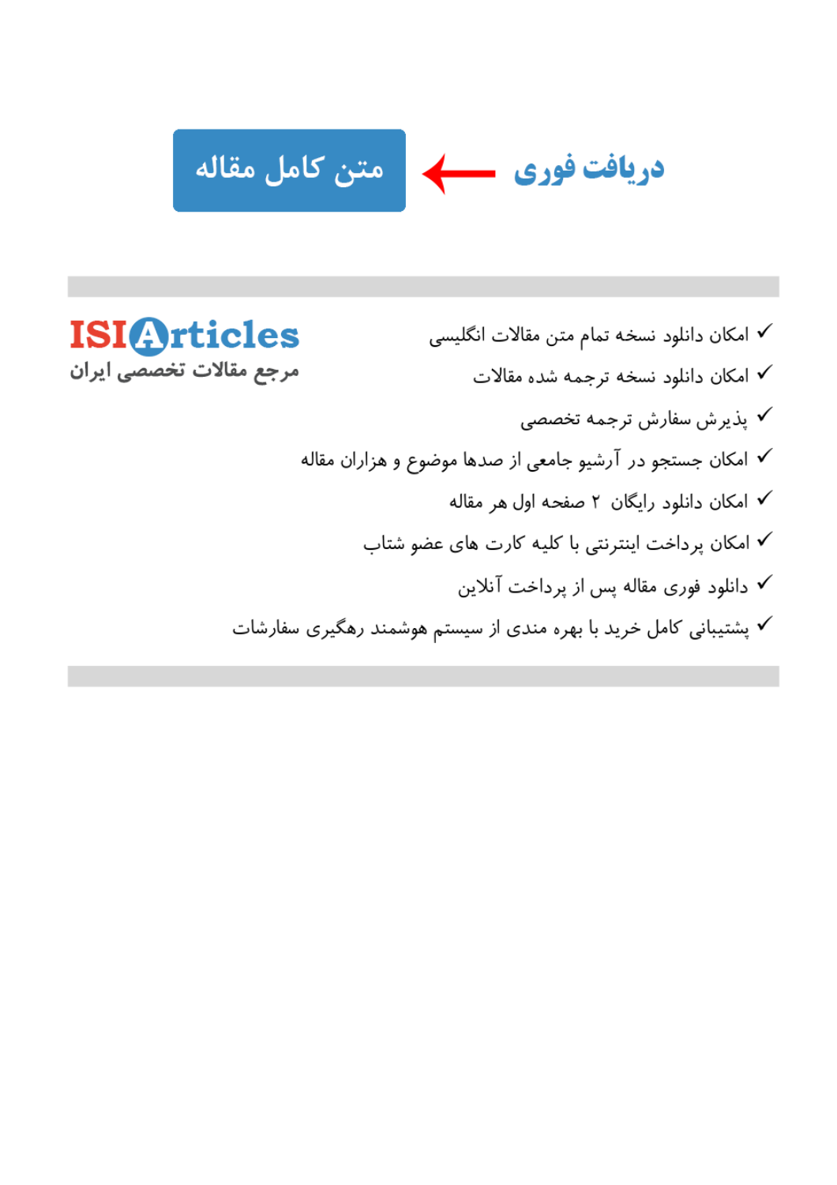دریافت فوری ← متن کامل مقاله

**ISIArticles**
مرجع مقالات تخصصی ایران

- ✓ امکان دانلود نسخه تمام متن مقالات انگلیسی
- ✓ امکان دانلود نسخه ترجمه شده مقالات
- ✓ پذیرش سفارش ترجمه تخصصی
- ✓ امکان جستجو در آرشیو جامعی از صدها موضوع و هزاران مقاله
- ✓ امکان دانلود رایگان ۲ صفحه اول هر مقاله
- ✓ امکان پرداخت اینترنتی با کلیه کارت های عضو شتاب
- ✓ دانلود فوری مقاله پس از پرداخت آنلاین
- ✓ پشتیبانی کامل خرید با بهره مندی از سیستم هوشمند رهگیری سفارشات